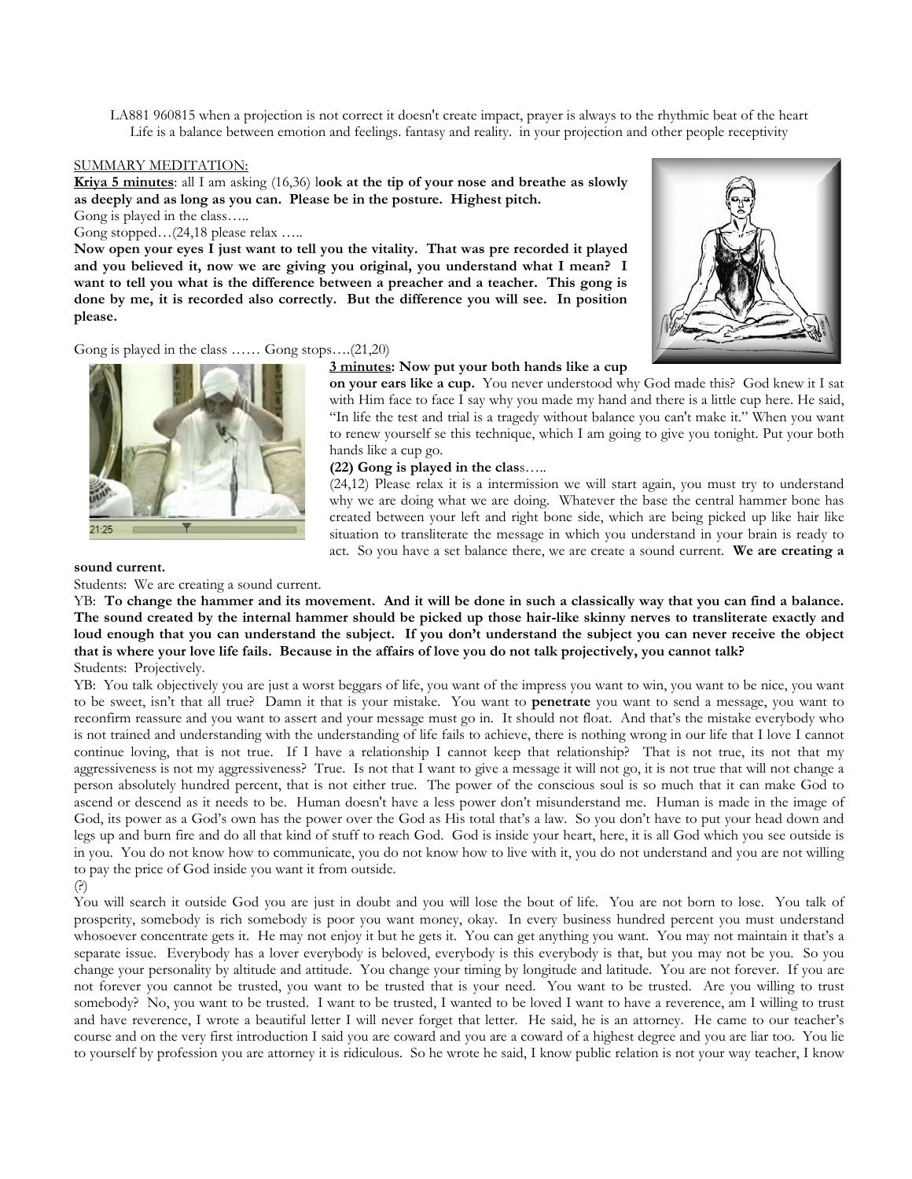LA881 960815 when a projection is not correct it doesn't create impact, prayer is always to the rhythmic beat of the heart
Life is a balance between emotion and feelings. fantasy and reality. in your projection and other people receptivity

SUMMARY MEDITATION:

**Kriya 5 minutes**: all I am asking (16,36) l**ook at the tip of your nose and breathe as slowly as deeply and as long as you can. Please be in the posture. Highest pitch.**

Gong is played in the class…..

Gong stopped…(24,18 please relax …..

**Now open your eyes I just want to tell you the vitality. That was pre recorded it played and you believed it, now we are giving you original, you understand what I mean? I want to tell you what is the difference between a preacher and a teacher. This gong is done by me, it is recorded also correctly. But the difference you will see. In position please.**

Gong is played in the class …… Gong stops….(21,20)

**3 minutes: Now put your both hands like a cup on your ears like a cup.** You never understood why God made this? God knew it I sat with Him face to face I say why you made my hand and there is a little cup here. He said, "In life the test and trial is a tragedy without balance you can't make it." When you want to renew yourself se this technique, which I am going to give you tonight. Put your both hands like a cup go.

**(22) Gong is played in the clas**s…..

(24,12) Please relax it is a intermission we will start again, you must try to understand why we are doing what we are doing. Whatever the base the central hammer bone has created between your left and right bone side, which are being picked up like hair like situation to transliterate the message in which you understand in your brain is ready to act. So you have a set balance there, we are create a sound current. **We are creating a sound current.**

Students: We are creating a sound current.

YB: **To change the hammer and its movement. And it will be done in such a classically way that you can find a balance. The sound created by the internal hammer should be picked up those hair-like skinny nerves to transliterate exactly and loud enough that you can understand the subject. If you don't understand the subject you can never receive the object that is where your love life fails. Because in the affairs of love you do not talk projectively, you cannot talk?**

Students: Projectively.

YB: You talk objectively you are just a worst beggars of life, you want of the impress you want to win, you want to be nice, you want to be sweet, isn't that all true? Damn it that is your mistake. You want to **penetrate** you want to send a message, you want to reconfirm reassure and you want to assert and your message must go in. It should not float. And that's the mistake everybody who is not trained and understanding with the understanding of life fails to achieve, there is nothing wrong in our life that I love I cannot continue loving, that is not true. If I have a relationship I cannot keep that relationship? That is not true, its not that my aggressiveness is not my aggressiveness? True. Is not that I want to give a message it will not go, it is not true that will not change a person absolutely hundred percent, that is not either true. The power of the conscious soul is so much that it can make God to ascend or descend as it needs to be. Human doesn't have a less power don't misunderstand me. Human is made in the image of God, its power as a God's own has the power over the God as His total that's a law. So you don't have to put your head down and legs up and burn fire and do all that kind of stuff to reach God. God is inside your heart, here, it is all God which you see outside is in you. You do not know how to communicate, you do not know how to live with it, you do not understand and you are not willing to pay the price of God inside you want it from outside.

(?)

You will search it outside God you are just in doubt and you will lose the bout of life. You are not born to lose. You talk of prosperity, somebody is rich somebody is poor you want money, okay. In every business hundred percent you must understand whosoever concentrate gets it. He may not enjoy it but he gets it. You can get anything you want. You may not maintain it that's a separate issue. Everybody has a lover everybody is beloved, everybody is this everybody is that, but you may not be you. So you change your personality by altitude and attitude. You change your timing by longitude and latitude. You are not forever. If you are not forever you cannot be trusted, you want to be trusted that is your need. You want to be trusted. Are you willing to trust somebody? No, you want to be trusted. I want to be trusted, I wanted to be loved I want to have a reverence, am I willing to trust and have reverence, I wrote a beautiful letter I will never forget that letter. He said, he is an attorney. He came to our teacher's course and on the very first introduction I said you are coward and you are a coward of a highest degree and you are liar too. You lie to yourself by profession you are attorney it is ridiculous. So he wrote he said, I know public relation is not your way teacher, I know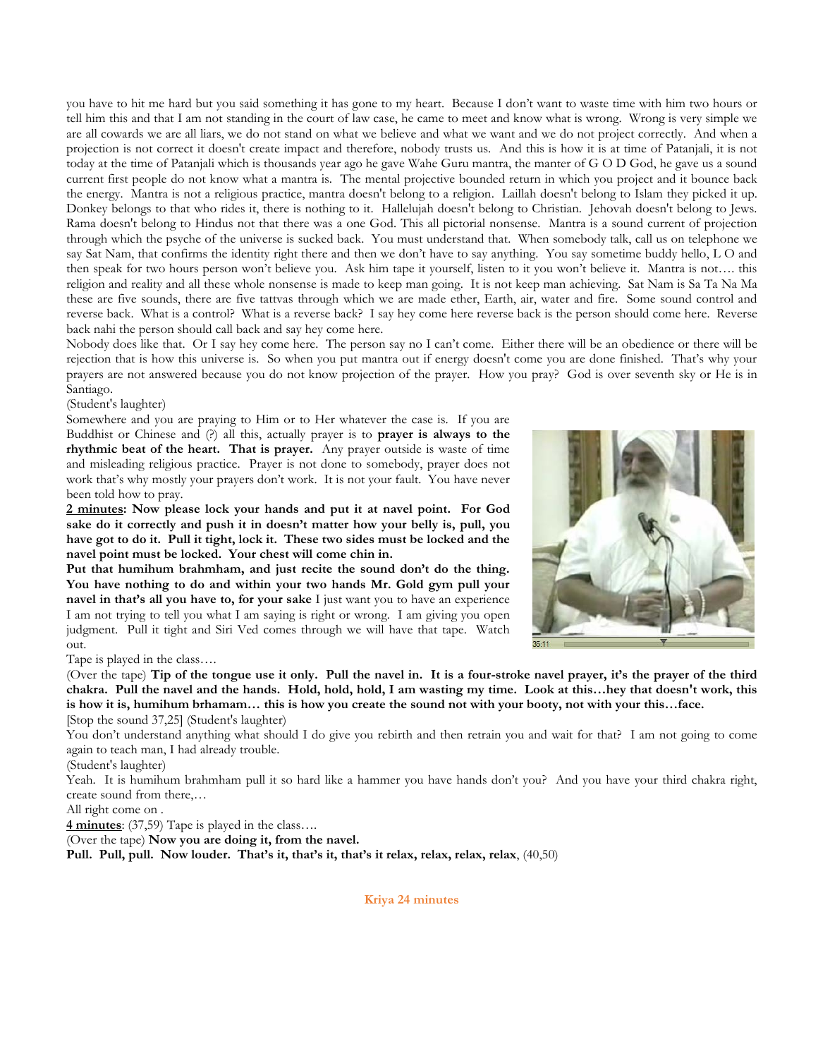you have to hit me hard but you said something it has gone to my heart. Because I don't want to waste time with him two hours or tell him this and that I am not standing in the court of law case, he came to meet and know what is wrong. Wrong is very simple we are all cowards we are all liars, we do not stand on what we believe and what we want and we do not project correctly. And when a projection is not correct it doesn't create impact and therefore, nobody trusts us. And this is how it is at time of Patanjali, it is not today at the time of Patanjali which is thousands year ago he gave Wahe Guru mantra, the manter of G O D God, he gave us a sound current first people do not know what a mantra is. The mental projective bounded return in which you project and it bounce back the energy. Mantra is not a religious practice, mantra doesn't belong to a religion. Laillah doesn't belong to Islam they picked it up. Donkey belongs to that who rides it, there is nothing to it. Hallelujah doesn't belong to Christian. Jehovah doesn't belong to Jews. Rama doesn't belong to Hindus not that there was a one God. This all pictorial nonsense. Mantra is a sound current of projection through which the psyche of the universe is sucked back. You must understand that. When somebody talk, call us on telephone we say Sat Nam, that confirms the identity right there and then we don't have to say anything. You say sometime buddy hello, L O and then speak for two hours person won't believe you. Ask him tape it yourself, listen to it you won't believe it. Mantra is not…. this religion and reality and all these whole nonsense is made to keep man going. It is not keep man achieving. Sat Nam is Sa Ta Na Ma these are five sounds, there are five tattvas through which we are made ether, Earth, air, water and fire. Some sound control and reverse back. What is a control? What is a reverse back? I say hey come here reverse back is the person should come here. Reverse back nahi the person should call back and say hey come here.

Nobody does like that. Or I say hey come here. The person say no I can't come. Either there will be an obedience or there will be rejection that is how this universe is. So when you put mantra out if energy doesn't come you are done finished. That's why your prayers are not answered because you do not know projection of the prayer. How you pray? God is over seventh sky or He is in Santiago.

(Student's laughter)

Somewhere and you are praying to Him or to Her whatever the case is. If you are Buddhist or Chinese and (?) all this, actually prayer is to **prayer is always to the rhythmic beat of the heart. That is prayer.** Any prayer outside is waste of time and misleading religious practice. Prayer is not done to somebody, prayer does not work that's why mostly your prayers don't work. It is not your fault. You have never been told how to pray.

**2 minutes: Now please lock your hands and put it at navel point. For God sake do it correctly and push it in doesn't matter how your belly is, pull, you have got to do it. Pull it tight, lock it. These two sides must be locked and the navel point must be locked. Your chest will come chin in.**

**Put that humihum brahmham, and just recite the sound don't do the thing. You have nothing to do and within your two hands Mr. Gold gym pull your navel in that's all you have to, for your sake** I just want you to have an experience I am not trying to tell you what I am saying is right or wrong. I am giving you open judgment. Pull it tight and Siri Ved comes through we will have that tape. Watch out.

Tape is played in the class….

(Over the tape) **Tip of the tongue use it only. Pull the navel in. It is a four-stroke navel prayer, it's the prayer of the third chakra. Pull the navel and the hands. Hold, hold, hold, I am wasting my time. Look at this…hey that doesn't work, this is how it is, humihum brhamam… this is how you create the sound not with your booty, not with your this…face.**

[Stop the sound 37,25] (Student's laughter)

You don't understand anything what should I do give you rebirth and then retrain you and wait for that? I am not going to come again to teach man, I had already trouble.

(Student's laughter)

Yeah. It is humihum brahmham pull it so hard like a hammer you have hands don't you? And you have your third chakra right, create sound from there,…

All right come on .

**4 minutes**: (37,59) Tape is played in the class….

(Over the tape) **Now you are doing it, from the navel.**

**Pull. Pull, pull. Now louder. That's it, that's it, that's it relax, relax, relax, relax**, (40,50)

**Kriya 24 minutes**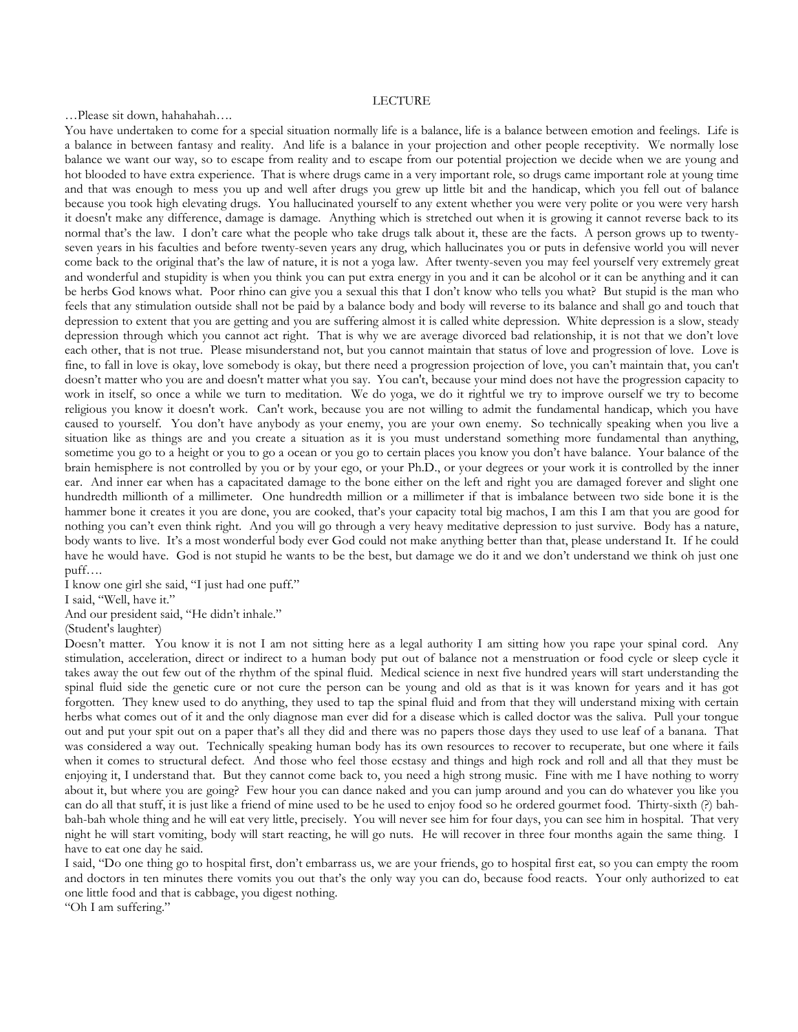LECTURE

…Please sit down, hahahahah….

You have undertaken to come for a special situation normally life is a balance, life is a balance between emotion and feelings. Life is a balance in between fantasy and reality. And life is a balance in your projection and other people receptivity. We normally lose balance we want our way, so to escape from reality and to escape from our potential projection we decide when we are young and hot blooded to have extra experience. That is where drugs came in a very important role, so drugs came important role at young time and that was enough to mess you up and well after drugs you grew up little bit and the handicap, which you fell out of balance because you took high elevating drugs. You hallucinated yourself to any extent whether you were very polite or you were very harsh it doesn't make any difference, damage is damage. Anything which is stretched out when it is growing it cannot reverse back to its normal that's the law. I don't care what the people who take drugs talk about it, these are the facts. A person grows up to twenty-seven years in his faculties and before twenty-seven years any drug, which hallucinates you or puts in defensive world you will never come back to the original that's the law of nature, it is not a yoga law. After twenty-seven you may feel yourself very extremely great and wonderful and stupidity is when you think you can put extra energy in you and it can be alcohol or it can be anything and it can be herbs God knows what. Poor rhino can give you a sexual this that I don't know who tells you what? But stupid is the man who feels that any stimulation outside shall not be paid by a balance body and body will reverse to its balance and shall go and touch that depression to extent that you are getting and you are suffering almost it is called white depression. White depression is a slow, steady depression through which you cannot act right. That is why we are average divorced bad relationship, it is not that we don't love each other, that is not true. Please misunderstand not, but you cannot maintain that status of love and progression of love. Love is fine, to fall in love is okay, love somebody is okay, but there need a progression projection of love, you can't maintain that, you can't doesn't matter who you are and doesn't matter what you say. You can't, because your mind does not have the progression capacity to work in itself, so once a while we turn to meditation. We do yoga, we do it rightful we try to improve ourself we try to become religious you know it doesn't work. Can't work, because you are not willing to admit the fundamental handicap, which you have caused to yourself. You don't have anybody as your enemy, you are your own enemy. So technically speaking when you live a situation like as things are and you create a situation as it is you must understand something more fundamental than anything, sometime you go to a height or you to go a ocean or you go to certain places you know you don't have balance. Your balance of the brain hemisphere is not controlled by you or by your ego, or your Ph.D., or your degrees or your work it is controlled by the inner ear. And inner ear when has a capacitated damage to the bone either on the left and right you are damaged forever and slight one hundredth millionth of a millimeter. One hundredth million or a millimeter if that is imbalance between two side bone it is the hammer bone it creates it you are done, you are cooked, that's your capacity total big machos, I am this I am that you are good for nothing you can't even think right. And you will go through a very heavy meditative depression to just survive. Body has a nature, body wants to live. It's a most wonderful body ever God could not make anything better than that, please understand It. If he could have he would have. God is not stupid he wants to be the best, but damage we do it and we don't understand we think oh just one puff….

I know one girl she said, "I just had one puff."

I said, "Well, have it."

And our president said, "He didn't inhale."

(Student's laughter)

Doesn't matter. You know it is not I am not sitting here as a legal authority I am sitting how you rape your spinal cord. Any stimulation, acceleration, direct or indirect to a human body put out of balance not a menstruation or food cycle or sleep cycle it takes away the out few out of the rhythm of the spinal fluid. Medical science in next five hundred years will start understanding the spinal fluid side the genetic cure or not cure the person can be young and old as that is it was known for years and it has got forgotten. They knew used to do anything, they used to tap the spinal fluid and from that they will understand mixing with certain herbs what comes out of it and the only diagnose man ever did for a disease which is called doctor was the saliva. Pull your tongue out and put your spit out on a paper that's all they did and there was no papers those days they used to use leaf of a banana. That was considered a way out. Technically speaking human body has its own resources to recover to recuperate, but one where it fails when it comes to structural defect. And those who feel those ecstasy and things and high rock and roll and all that they must be enjoying it, I understand that. But they cannot come back to, you need a high strong music. Fine with me I have nothing to worry about it, but where you are going? Few hour you can dance naked and you can jump around and you can do whatever you like you can do all that stuff, it is just like a friend of mine used to be he used to enjoy food so he ordered gourmet food. Thirty-sixth (?) bah-bah-bah whole thing and he will eat very little, precisely. You will never see him for four days, you can see him in hospital. That very night he will start vomiting, body will start reacting, he will go nuts. He will recover in three four months again the same thing. I have to eat one day he said.

I said, "Do one thing go to hospital first, don't embarrass us, we are your friends, go to hospital first eat, so you can empty the room and doctors in ten minutes there vomits you out that's the only way you can do, because food reacts. Your only authorized to eat one little food and that is cabbage, you digest nothing.

"Oh I am suffering."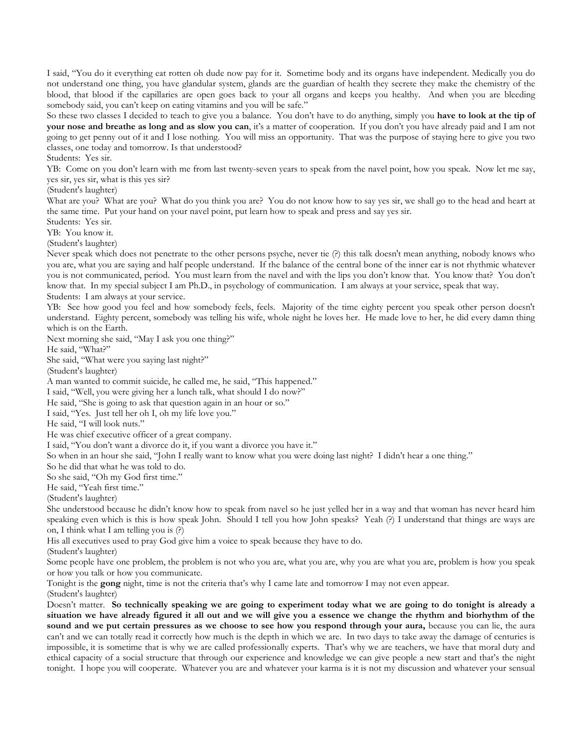I said, "You do it everything eat rotten oh dude now pay for it. Sometime body and its organs have independent. Medically you do not understand one thing, you have glandular system, glands are the guardian of health they secrete they make the chemistry of the blood, that blood if the capillaries are open goes back to your all organs and keeps you healthy. And when you are bleeding somebody said, you can't keep on eating vitamins and you will be safe."

So these two classes I decided to teach to give you a balance. You don't have to do anything, simply you **have to look at the tip of your nose and breathe as long and as slow you can**, it's a matter of cooperation. If you don't you have already paid and I am not going to get penny out of it and I lose nothing. You will miss an opportunity. That was the purpose of staying here to give you two classes, one today and tomorrow. Is that understood?

Students: Yes sir.

YB: Come on you don't learn with me from last twenty-seven years to speak from the navel point, how you speak. Now let me say, yes sir, yes sir, what is this yes sir?

(Student's laughter)

What are you? What are you? What do you think you are? You do not know how to say yes sir, we shall go to the head and heart at the same time. Put your hand on your navel point, put learn how to speak and press and say yes sir.

Students: Yes sir.

YB: You know it.

(Student's laughter)

Never speak which does not penetrate to the other persons psyche, never tie (?) this talk doesn't mean anything, nobody knows who you are, what you are saying and half people understand. If the balance of the central bone of the inner ear is not rhythmic whatever you is not communicated, period. You must learn from the navel and with the lips you don't know that. You know that? You don't know that. In my special subject I am Ph.D., in psychology of communication. I am always at your service, speak that way.

Students: I am always at your service.

YB: See how good you feel and how somebody feels, feels. Majority of the time eighty percent you speak other person doesn't understand. Eighty percent, somebody was telling his wife, whole night he loves her. He made love to her, he did every damn thing which is on the Earth.

Next morning she said, "May I ask you one thing?"

He said, "What?"

She said, "What were you saying last night?"

(Student's laughter)

A man wanted to commit suicide, he called me, he said, "This happened."

I said, "Well, you were giving her a lunch talk, what should I do now?"

He said, "She is going to ask that question again in an hour or so."

I said, "Yes. Just tell her oh I, oh my life love you."

He said, "I will look nuts."

He was chief executive officer of a great company.

I said, "You don't want a divorce do it, if you want a divorce you have it."

So when in an hour she said, "John I really want to know what you were doing last night? I didn't hear a one thing."

So he did that what he was told to do.

So she said, "Oh my God first time."

He said, "Yeah first time."

(Student's laughter)

She understood because he didn't know how to speak from navel so he just yelled her in a way and that woman has never heard him speaking even which is this is how speak John. Should I tell you how John speaks? Yeah (?) I understand that things are ways are on, I think what I am telling you is (?)

His all executives used to pray God give him a voice to speak because they have to do.

(Student's laughter)

Some people have one problem, the problem is not who you are, what you are, why you are what you are, problem is how you speak or how you talk or how you communicate.

Tonight is the **gong** night, time is not the criteria that's why I came late and tomorrow I may not even appear.

(Student's laughter)

Doesn't matter. **So technically speaking we are going to experiment today what we are going to do tonight is already a situation we have already figured it all out and we will give you a essence we change the rhythm and biorhythm of the sound and we put certain pressures as we choose to see how you respond through your aura,** because you can lie, the aura can't and we can totally read it correctly how much is the depth in which we are. In two days to take away the damage of centuries is impossible, it is sometime that is why we are called professionally experts. That's why we are teachers, we have that moral duty and ethical capacity of a social structure that through our experience and knowledge we can give people a new start and that's the night tonight. I hope you will cooperate. Whatever you are and whatever your karma is it is not my discussion and whatever your sensual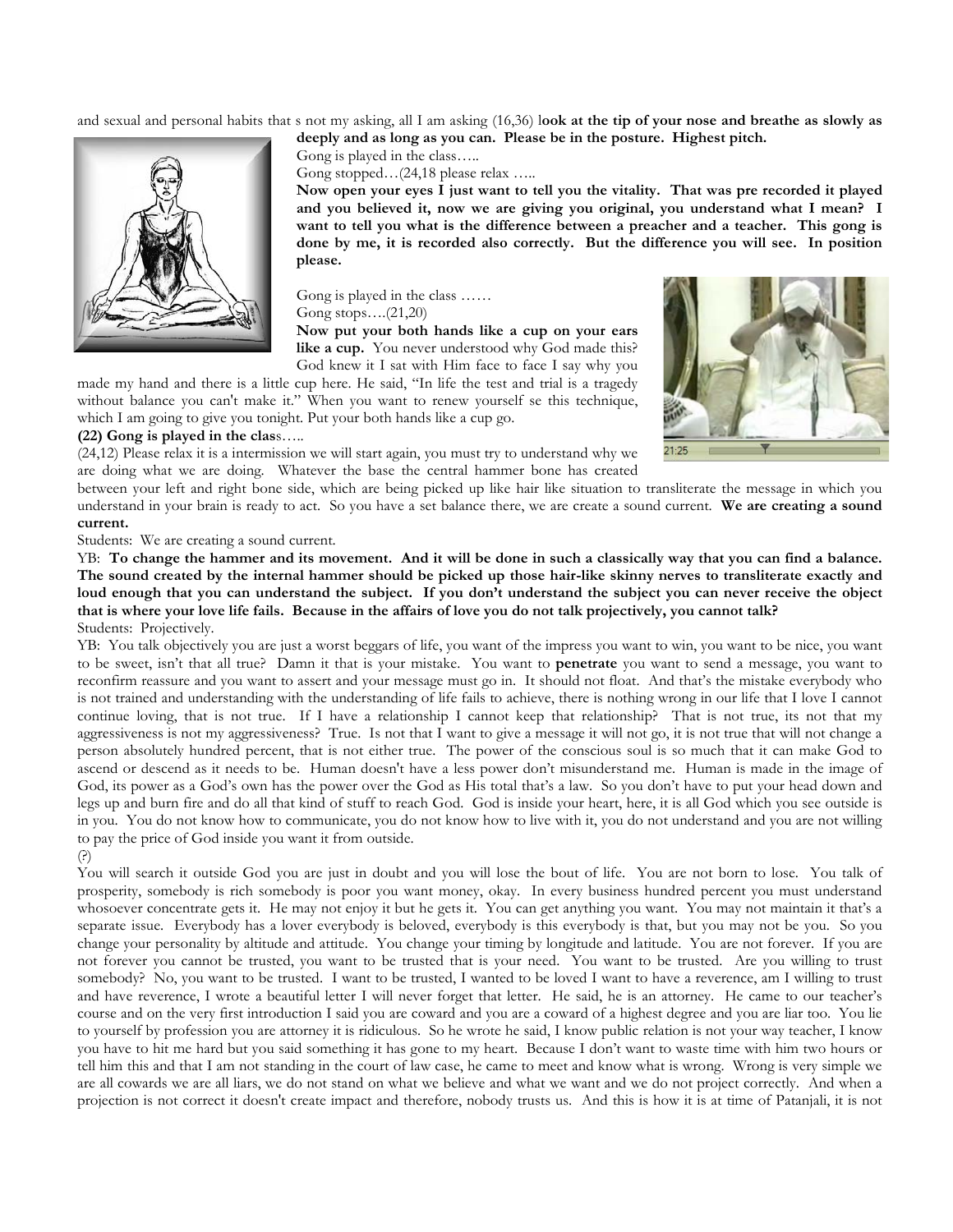and sexual and personal habits that s not my asking, all I am asking (16,36) l**ook at the tip of your nose and breathe as slowly as deeply and as long as you can. Please be in the posture. Highest pitch.**

Gong is played in the class…..

Gong stopped…(24,18 please relax …..

**Now open your eyes I just want to tell you the vitality. That was pre recorded it played and you believed it, now we are giving you original, you understand what I mean? I want to tell you what is the difference between a preacher and a teacher. This gong is done by me, it is recorded also correctly. But the difference you will see. In position please.**

Gong is played in the class ……

Gong stops….(21,20)

**Now put your both hands like a cup on your ears like a cup.** You never understood why God made this? God knew it I sat with Him face to face I say why you made my hand and there is a little cup here. He said, "In life the test and trial is a tragedy without balance you can't make it." When you want to renew yourself se this technique, which I am going to give you tonight. Put your both hands like a cup go.

**(22) Gong is played in the clas**s…..

(24,12) Please relax it is a intermission we will start again, you must try to understand why we are doing what we are doing. Whatever the base the central hammer bone has created between your left and right bone side, which are being picked up like hair like situation to transliterate the message in which you understand in your brain is ready to act. So you have a set balance there, we are create a sound current. **We are creating a sound current.**

Students: We are creating a sound current.

YB: **To change the hammer and its movement. And it will be done in such a classically way that you can find a balance. The sound created by the internal hammer should be picked up those hair-like skinny nerves to transliterate exactly and loud enough that you can understand the subject. If you don't understand the subject you can never receive the object that is where your love life fails. Because in the affairs of love you do not talk projectively, you cannot talk?**

Students: Projectively.

YB: You talk objectively you are just a worst beggars of life, you want of the impress you want to win, you want to be nice, you want to be sweet, isn't that all true? Damn it that is your mistake. You want to **penetrate** you want to send a message, you want to reconfirm reassure and you want to assert and your message must go in. It should not float. And that's the mistake everybody who is not trained and understanding with the understanding of life fails to achieve, there is nothing wrong in our life that I love I cannot continue loving, that is not true. If I have a relationship I cannot keep that relationship? That is not true, its not that my aggressiveness is not my aggressiveness? True. Is not that I want to give a message it will not go, it is not true that will not change a person absolutely hundred percent, that is not either true. The power of the conscious soul is so much that it can make God to ascend or descend as it needs to be. Human doesn't have a less power don't misunderstand me. Human is made in the image of God, its power as a God's own has the power over the God as His total that's a law. So you don't have to put your head down and legs up and burn fire and do all that kind of stuff to reach God. God is inside your heart, here, it is all God which you see outside is in you. You do not know how to communicate, you do not know how to live with it, you do not understand and you are not willing to pay the price of God inside you want it from outside.

(?)

You will search it outside God you are just in doubt and you will lose the bout of life. You are not born to lose. You talk of prosperity, somebody is rich somebody is poor you want money, okay. In every business hundred percent you must understand whosoever concentrate gets it. He may not enjoy it but he gets it. You can get anything you want. You may not maintain it that's a separate issue. Everybody has a lover everybody is beloved, everybody is this everybody is that, but you may not be you. So you change your personality by altitude and attitude. You change your timing by longitude and latitude. You are not forever. If you are not forever you cannot be trusted, you want to be trusted that is your need. You want to be trusted. Are you willing to trust somebody? No, you want to be trusted. I want to be trusted, I wanted to be loved I want to have a reverence, am I willing to trust and have reverence, I wrote a beautiful letter I will never forget that letter. He said, he is an attorney. He came to our teacher's course and on the very first introduction I said you are coward and you are a coward of a highest degree and you are liar too. You lie to yourself by profession you are attorney it is ridiculous. So he wrote he said, I know public relation is not your way teacher, I know you have to hit me hard but you said something it has gone to my heart. Because I don't want to waste time with him two hours or tell him this and that I am not standing in the court of law case, he came to meet and know what is wrong. Wrong is very simple we are all cowards we are all liars, we do not stand on what we believe and what we want and we do not project correctly. And when a projection is not correct it doesn't create impact and therefore, nobody trusts us. And this is how it is at time of Patanjali, it is not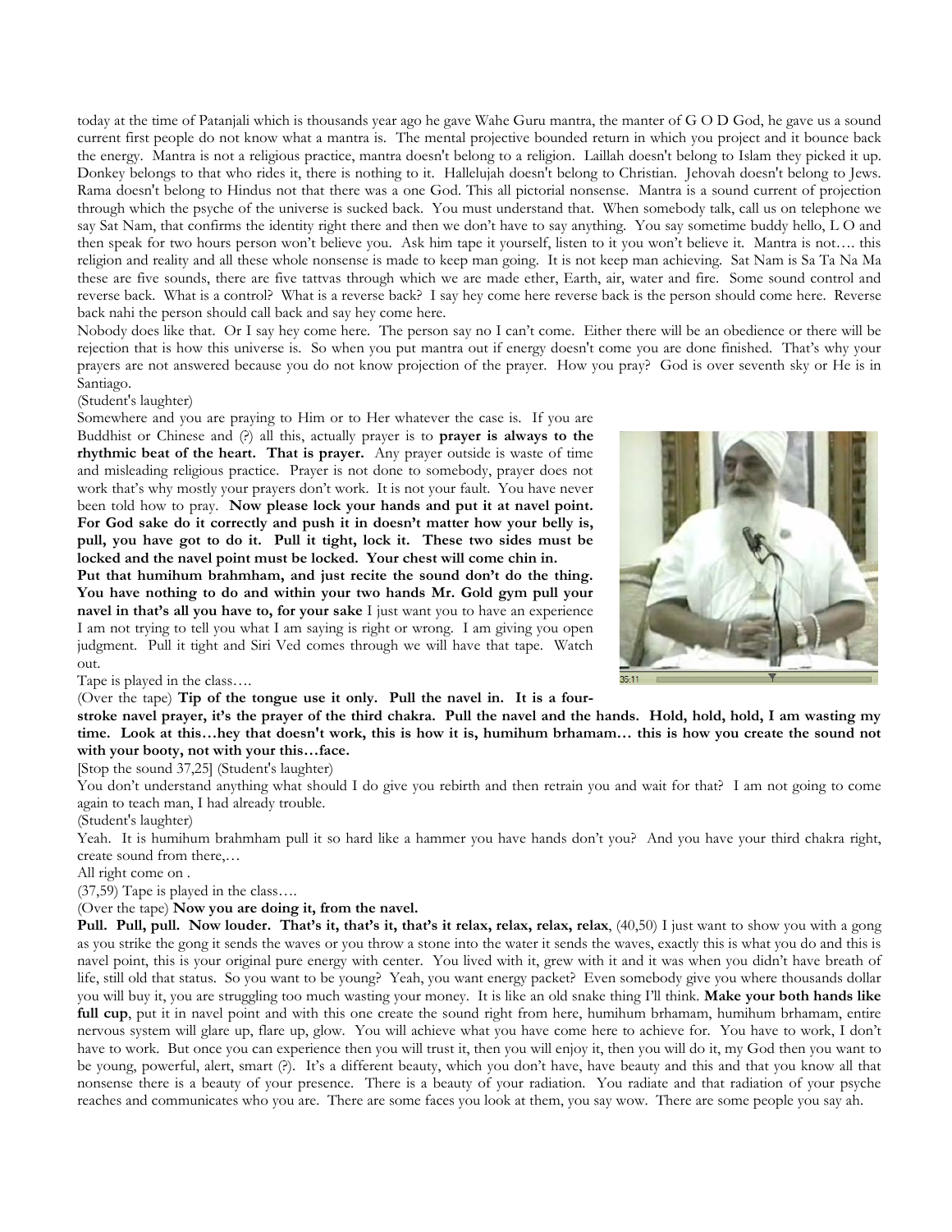today at the time of Patanjali which is thousands year ago he gave Wahe Guru mantra, the manter of G O D God, he gave us a sound current first people do not know what a mantra is. The mental projective bounded return in which you project and it bounce back the energy. Mantra is not a religious practice, mantra doesn't belong to a religion. Laillah doesn't belong to Islam they picked it up. Donkey belongs to that who rides it, there is nothing to it. Hallelujah doesn't belong to Christian. Jehovah doesn't belong to Jews. Rama doesn't belong to Hindus not that there was a one God. This all pictorial nonsense. Mantra is a sound current of projection through which the psyche of the universe is sucked back. You must understand that. When somebody talk, call us on telephone we say Sat Nam, that confirms the identity right there and then we don't have to say anything. You say sometime buddy hello, L O and then speak for two hours person won't believe you. Ask him tape it yourself, listen to it you won't believe it. Mantra is not…. this religion and reality and all these whole nonsense is made to keep man going. It is not keep man achieving. Sat Nam is Sa Ta Na Ma these are five sounds, there are five tattvas through which we are made ether, Earth, air, water and fire. Some sound control and reverse back. What is a control? What is a reverse back? I say hey come here reverse back is the person should come here. Reverse back nahi the person should call back and say hey come here.

Nobody does like that. Or I say hey come here. The person say no I can't come. Either there will be an obedience or there will be rejection that is how this universe is. So when you put mantra out if energy doesn't come you are done finished. That's why your prayers are not answered because you do not know projection of the prayer. How you pray? God is over seventh sky or He is in Santiago.

(Student's laughter)

Somewhere and you are praying to Him or to Her whatever the case is. If you are Buddhist or Chinese and (?) all this, actually prayer is to **prayer is always to the rhythmic beat of the heart. That is prayer.** Any prayer outside is waste of time and misleading religious practice. Prayer is not done to somebody, prayer does not work that's why mostly your prayers don't work. It is not your fault. You have never been told how to pray. **Now please lock your hands and put it at navel point. For God sake do it correctly and push it in doesn't matter how your belly is, pull, you have got to do it. Pull it tight, lock it. These two sides must be locked and the navel point must be locked. Your chest will come chin in.**

**Put that humihum brahmham, and just recite the sound don't do the thing. You have nothing to do and within your two hands Mr. Gold gym pull your navel in that's all you have to, for your sake** I just want you to have an experience I am not trying to tell you what I am saying is right or wrong. I am giving you open judgment. Pull it tight and Siri Ved comes through we will have that tape. Watch out.

Tape is played in the class….

(Over the tape) **Tip of the tongue use it only. Pull the navel in. It is a four-stroke navel prayer, it's the prayer of the third chakra. Pull the navel and the hands. Hold, hold, hold, I am wasting my time. Look at this…hey that doesn't work, this is how it is, humihum brhamam… this is how you create the sound not with your booty, not with your this…face.**

[Stop the sound 37,25] (Student's laughter)

You don't understand anything what should I do give you rebirth and then retrain you and wait for that? I am not going to come again to teach man, I had already trouble.

(Student's laughter)

Yeah. It is humihum brahmham pull it so hard like a hammer you have hands don't you? And you have your third chakra right, create sound from there,…

All right come on .

(37,59) Tape is played in the class….

(Over the tape) **Now you are doing it, from the navel.**

**Pull. Pull, pull. Now louder. That's it, that's it, that's it relax, relax, relax, relax**, (40,50) I just want to show you with a gong as you strike the gong it sends the waves or you throw a stone into the water it sends the waves, exactly this is what you do and this is navel point, this is your original pure energy with center. You lived with it, grew with it and it was when you didn't have breath of life, still old that status. So you want to be young? Yeah, you want energy packet? Even somebody give you where thousands dollar you will buy it, you are struggling too much wasting your money. It is like an old snake thing I'll think. **Make your both hands like full cup**, put it in navel point and with this one create the sound right from here, humihum brhamam, humihum brhamam, entire nervous system will glare up, flare up, glow. You will achieve what you have come here to achieve for. You have to work, I don't have to work. But once you can experience then you will trust it, then you will enjoy it, then you will do it, my God then you want to be young, powerful, alert, smart (?). It's a different beauty, which you don't have, have beauty and this and that you know all that nonsense there is a beauty of your presence. There is a beauty of your radiation. You radiate and that radiation of your psyche reaches and communicates who you are. There are some faces you look at them, you say wow. There are some people you say ah.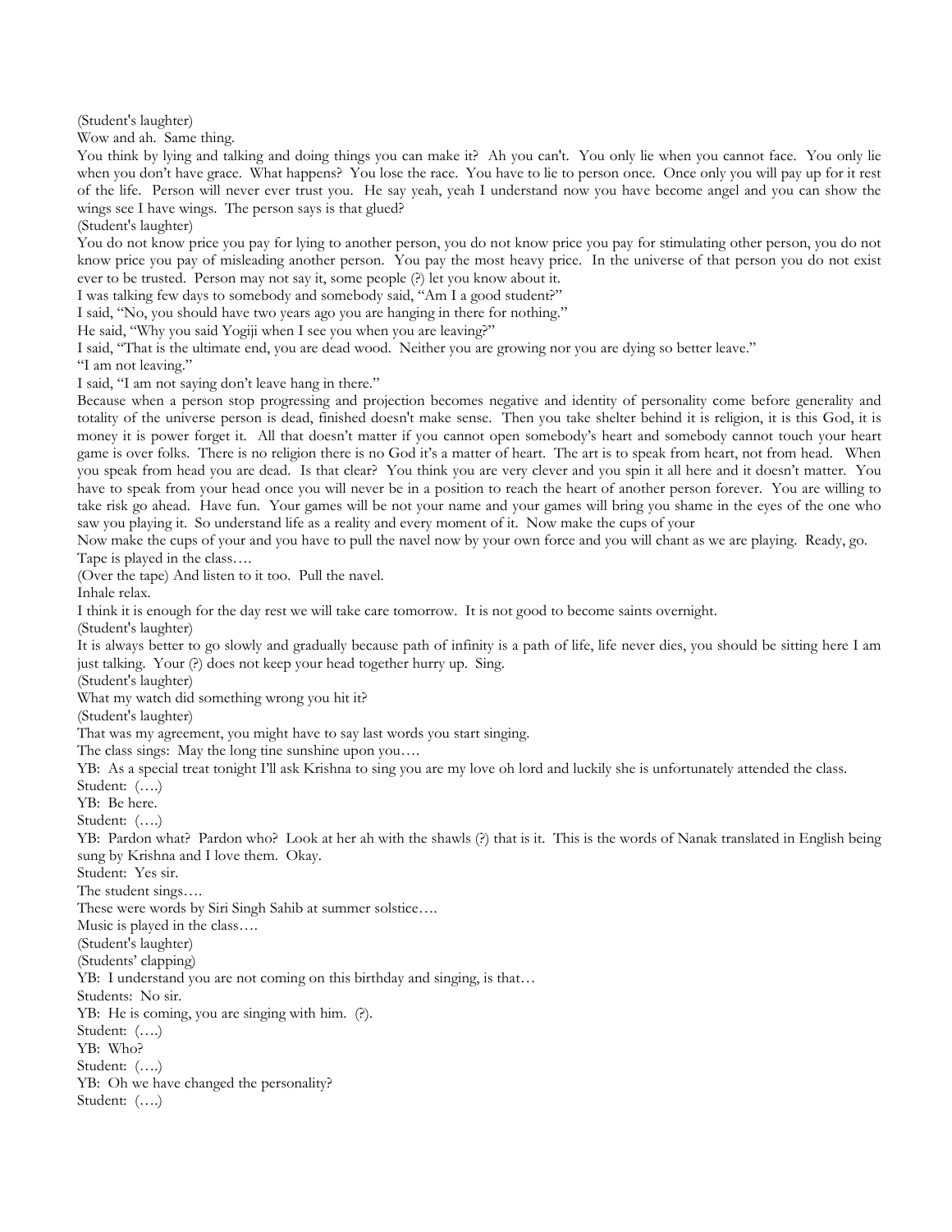(Student's laughter)

Wow and ah. Same thing.

You think by lying and talking and doing things you can make it? Ah you can't. You only lie when you cannot face. You only lie when you don't have grace. What happens? You lose the race. You have to lie to person once. Once only you will pay up for it rest of the life. Person will never ever trust you. He say yeah, yeah I understand now you have become angel and you can show the wings see I have wings. The person says is that glued?

(Student's laughter)

You do not know price you pay for lying to another person, you do not know price you pay for stimulating other person, you do not know price you pay of misleading another person. You pay the most heavy price. In the universe of that person you do not exist ever to be trusted. Person may not say it, some people (?) let you know about it.

I was talking few days to somebody and somebody said, "Am I a good student?"

I said, "No, you should have two years ago you are hanging in there for nothing."

He said, "Why you said Yogiji when I see you when you are leaving?"

I said, "That is the ultimate end, you are dead wood. Neither you are growing nor you are dying so better leave."

"I am not leaving."

I said, "I am not saying don't leave hang in there."

Because when a person stop progressing and projection becomes negative and identity of personality come before generality and totality of the universe person is dead, finished doesn't make sense. Then you take shelter behind it is religion, it is this God, it is money it is power forget it. All that doesn't matter if you cannot open somebody's heart and somebody cannot touch your heart game is over folks. There is no religion there is no God it's a matter of heart. The art is to speak from heart, not from head. When you speak from head you are dead. Is that clear? You think you are very clever and you spin it all here and it doesn't matter. You have to speak from your head once you will never be in a position to reach the heart of another person forever. You are willing to take risk go ahead. Have fun. Your games will be not your name and your games will bring you shame in the eyes of the one who saw you playing it. So understand life as a reality and every moment of it. Now make the cups of your

Now make the cups of your and you have to pull the navel now by your own force and you will chant as we are playing. Ready, go.

Tape is played in the class….

(Over the tape) And listen to it too. Pull the navel.

Inhale relax.

I think it is enough for the day rest we will take care tomorrow. It is not good to become saints overnight.

(Student's laughter)

It is always better to go slowly and gradually because path of infinity is a path of life, life never dies, you should be sitting here I am just talking. Your (?) does not keep your head together hurry up. Sing.

(Student's laughter)

What my watch did something wrong you hit it?

(Student's laughter)

That was my agreement, you might have to say last words you start singing.

The class sings: May the long tine sunshine upon you….

YB: As a special treat tonight I'll ask Krishna to sing you are my love oh lord and luckily she is unfortunately attended the class.

Student: (….)

YB: Be here.

Student: (….)

YB: Pardon what? Pardon who? Look at her ah with the shawls (?) that is it. This is the words of Nanak translated in English being sung by Krishna and I love them. Okay.

Student: Yes sir.

The student sings….

These were words by Siri Singh Sahib at summer solstice….

Music is played in the class….

(Student's laughter)

(Students' clapping)

YB: I understand you are not coming on this birthday and singing, is that…

Students: No sir.

YB: He is coming, you are singing with him. (?).

Student: (….)

YB: Who?

Student: (….)

YB: Oh we have changed the personality?

Student: (….)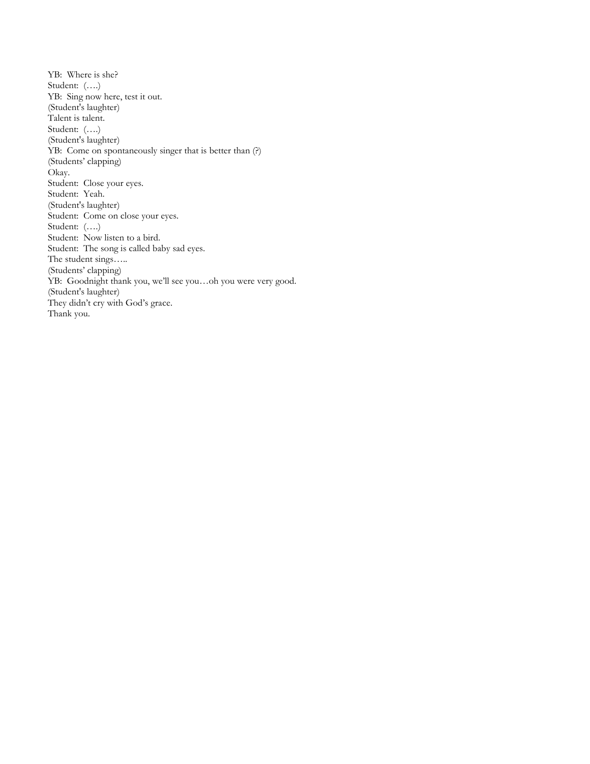YB: Where is she?
Student: (….)
YB: Sing now here, test it out.
(Student's laughter)
Talent is talent.
Student: (….)
(Student's laughter)
YB: Come on spontaneously singer that is better than (?)
(Students' clapping)
Okay.
Student: Close your eyes.
Student: Yeah.
(Student's laughter)
Student: Come on close your eyes.
Student: (….)
Student: Now listen to a bird.
Student: The song is called baby sad eyes.
The student sings…..
(Students' clapping)
YB: Goodnight thank you, we'll see you…oh you were very good.
(Student's laughter)
They didn't cry with God's grace.
Thank you.